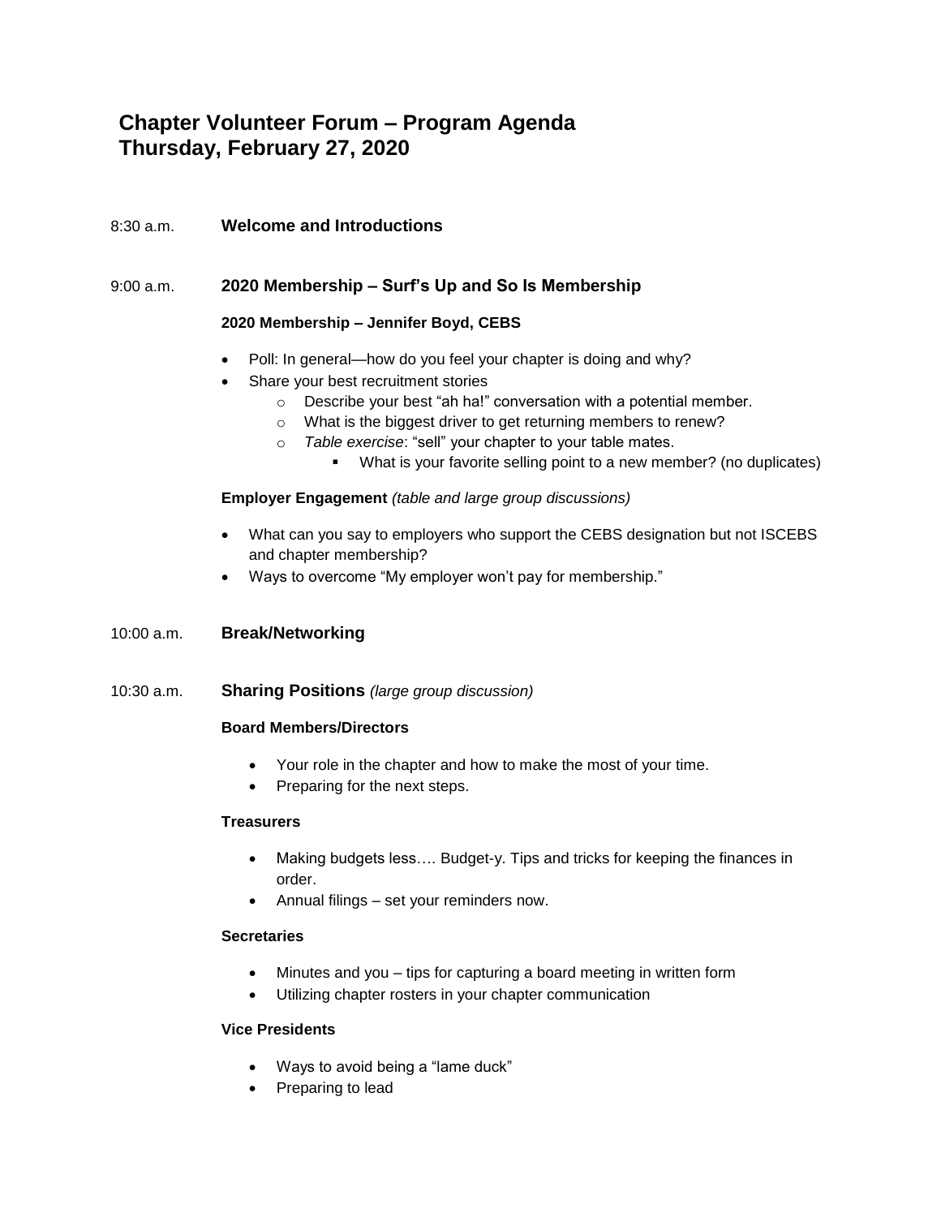# Chapter Volunteer Forum – Program Agenda
# Thursday, February 27, 2020

8:30 a.m. **Welcome and Introductions**

9:00 a.m. **2020 Membership – Surf's Up and So Is Membership**

**2020 Membership – Jennifer Boyd, CEBS**

- Poll: In general—how do you feel your chapter is doing and why?
- Share your best recruitment stories
  - Describe your best "ah ha!" conversation with a potential member.
  - What is the biggest driver to get returning members to renew?
  - *Table exercise*: "sell" your chapter to your table mates.
    - What is your favorite selling point to a new member? (no duplicates)

**Employer Engagement** *(table and large group discussions)*

- What can you say to employers who support the CEBS designation but not ISCEBS and chapter membership?
- Ways to overcome "My employer won't pay for membership."

10:00 a.m. **Break/Networking**

10:30 a.m. **Sharing Positions** *(large group discussion)*

**Board Members/Directors**

- Your role in the chapter and how to make the most of your time.
- Preparing for the next steps.

**Treasurers**

- Making budgets less…. Budget-y. Tips and tricks for keeping the finances in order.
- Annual filings – set your reminders now.

**Secretaries**

- Minutes and you – tips for capturing a board meeting in written form
- Utilizing chapter rosters in your chapter communication

**Vice Presidents**

- Ways to avoid being a "lame duck"
- Preparing to lead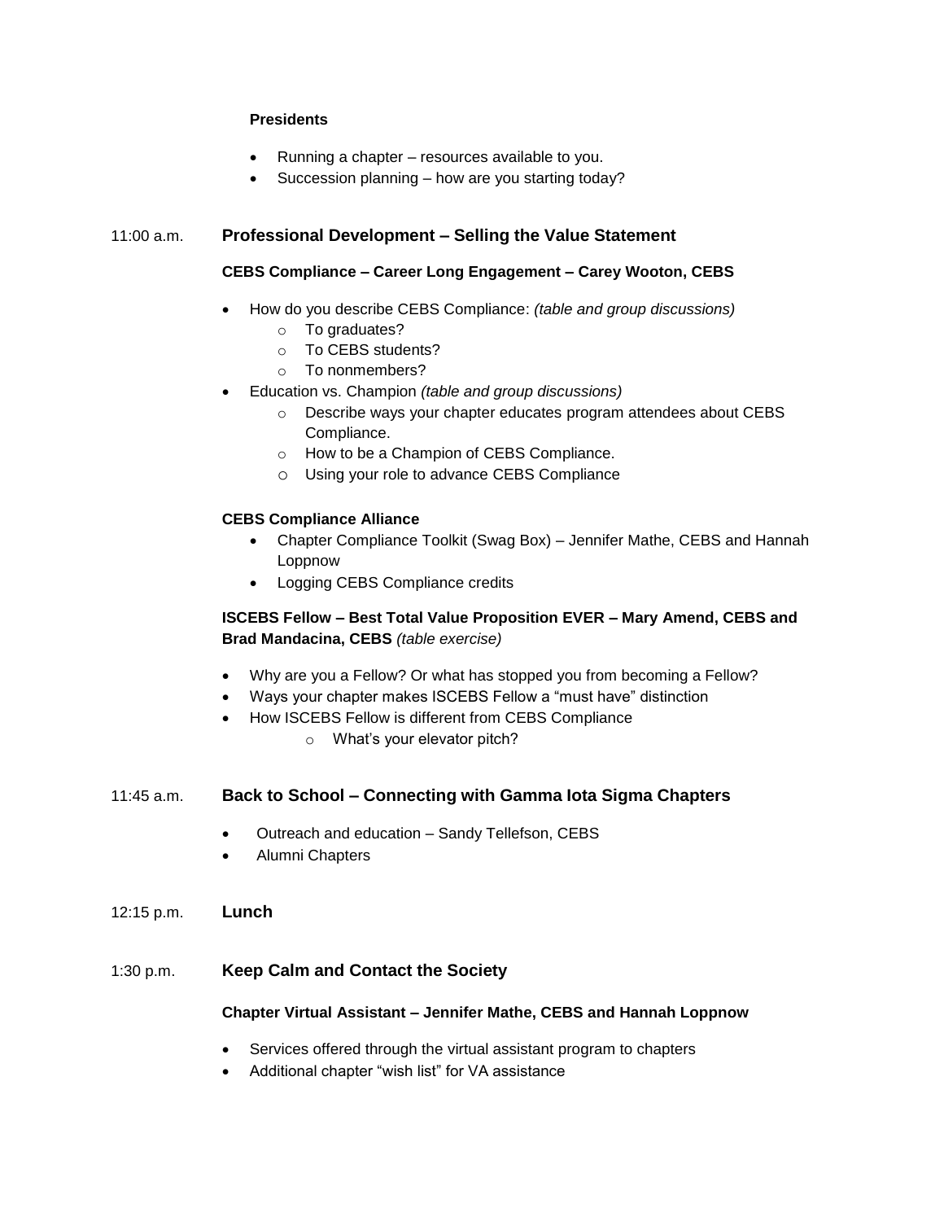**Presidents**

- Running a chapter – resources available to you.
- Succession planning – how are you starting today?

11:00 a.m. **Professional Development – Selling the Value Statement**

**CEBS Compliance – Career Long Engagement – Carey Wooton, CEBS**

- How do you describe CEBS Compliance: *(table and group discussions)*
  - To graduates?
  - To CEBS students?
  - To nonmembers?
- Education vs. Champion *(table and group discussions)*
  - Describe ways your chapter educates program attendees about CEBS Compliance.
  - How to be a Champion of CEBS Compliance.
  - Using your role to advance CEBS Compliance

**CEBS Compliance Alliance**

- Chapter Compliance Toolkit (Swag Box) – Jennifer Mathe, CEBS and Hannah Loppnow
- Logging CEBS Compliance credits

**ISCEBS Fellow – Best Total Value Proposition EVER – Mary Amend, CEBS and Brad Mandacina, CEBS** *(table exercise)*

- Why are you a Fellow? Or what has stopped you from becoming a Fellow?
- Ways your chapter makes ISCEBS Fellow a "must have" distinction
- How ISCEBS Fellow is different from CEBS Compliance
  - What's your elevator pitch?

11:45 a.m. **Back to School – Connecting with Gamma Iota Sigma Chapters**

- Outreach and education – Sandy Tellefson, CEBS
- Alumni Chapters

12:15 p.m. **Lunch**

1:30 p.m. **Keep Calm and Contact the Society**

**Chapter Virtual Assistant – Jennifer Mathe, CEBS and Hannah Loppnow**

- Services offered through the virtual assistant program to chapters
- Additional chapter "wish list" for VA assistance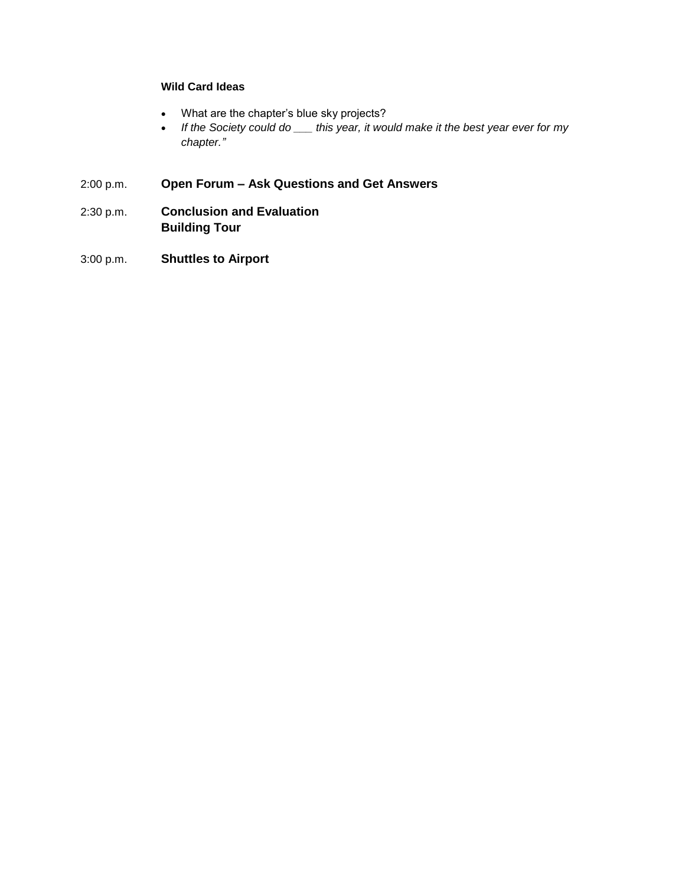**Wild Card Ideas**

- What are the chapter's blue sky projects?
- *If the Society could do ___ this year, it would make it the best year ever for my chapter."*

2:00 p.m. **Open Forum – Ask Questions and Get Answers**

2:30 p.m. **Conclusion and Evaluation**
**Building Tour**

3:00 p.m. **Shuttles to Airport**